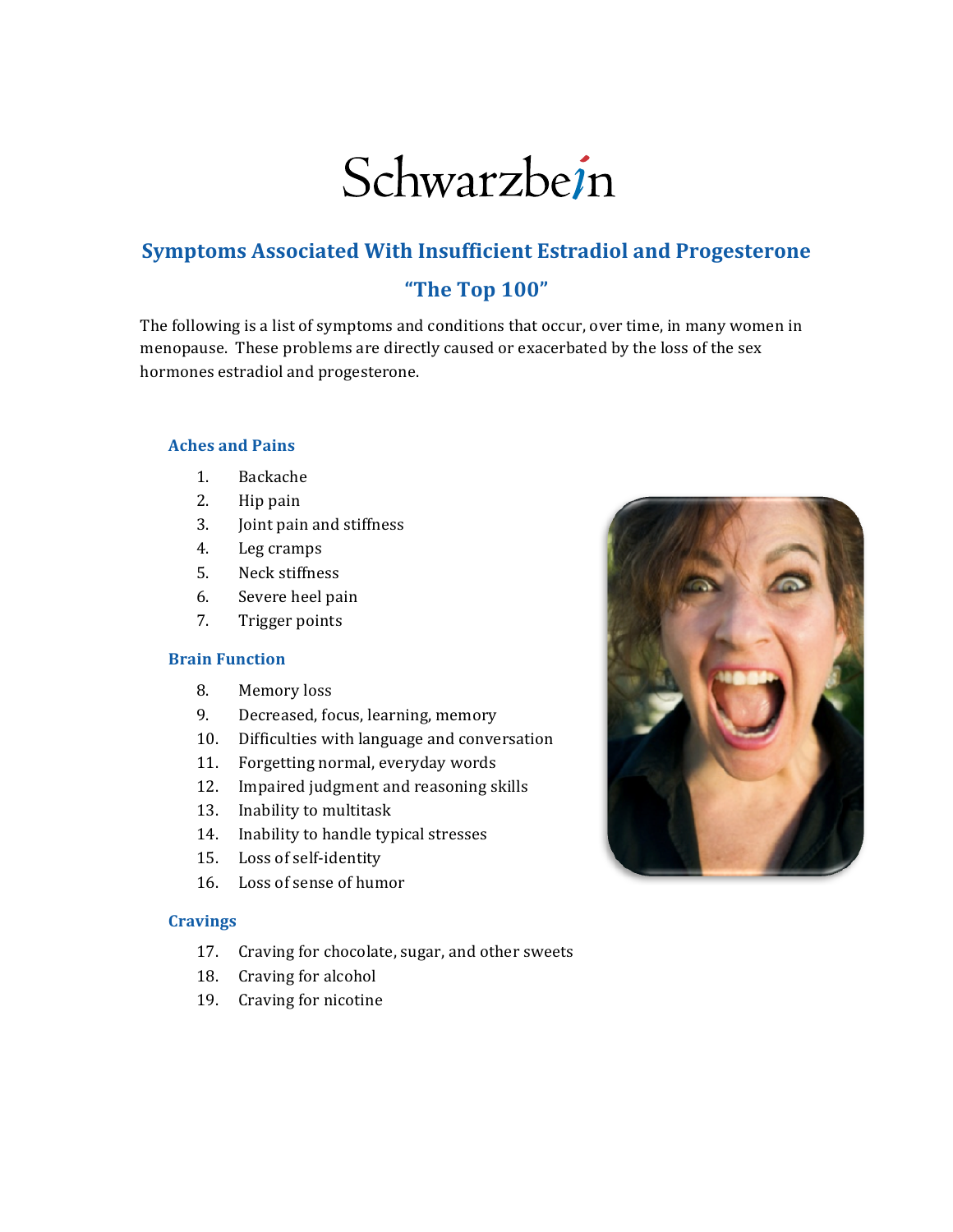# Schwarzbein

## Symptoms Associated With Insufficient Estradiol and Progesterone

## "The Top 100"

The following is a list of symptoms and conditions that occur, over time, in many women in menopause. These problems are directly caused or exacerbated by the loss of the sex hormones estradiol and progesterone.

### Aches and Pains

1. Backache
2. Hip pain
3. Joint pain and stiffness
4. Leg cramps
5. Neck stiffness
6. Severe heel pain
7. Trigger points

### Brain Function

8. Memory loss
9. Decreased, focus, learning, memory
10. Difficulties with language and conversation
11. Forgetting normal, everyday words
12. Impaired judgment and reasoning skills
13. Inability to multitask
14. Inability to handle typical stresses
15. Loss of self-identity
16. Loss of sense of humor

### Cravings

17. Craving for chocolate, sugar, and other sweets
18. Craving for alcohol
19. Craving for nicotine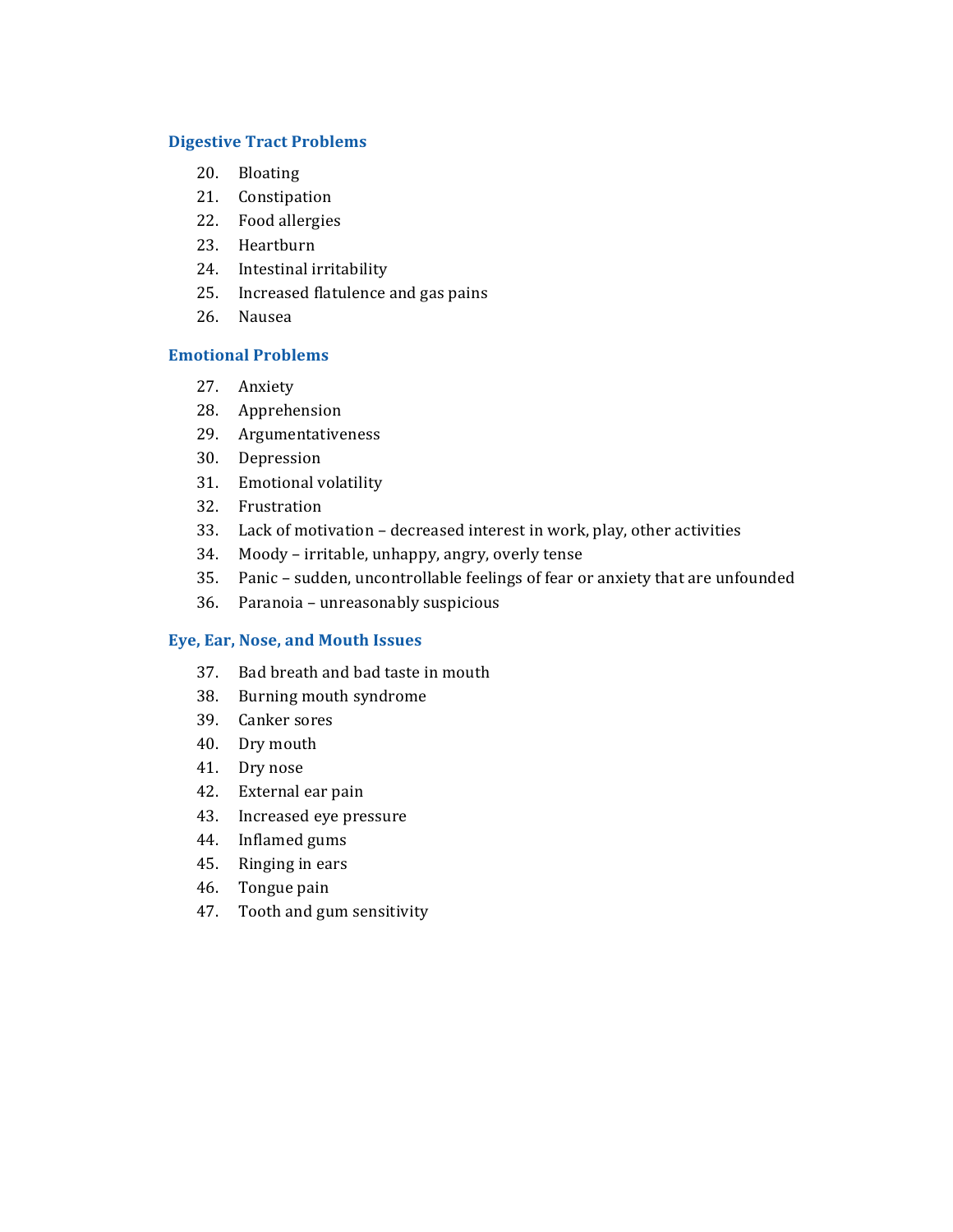### Digestive Tract Problems

20. Bloating
21. Constipation
22. Food allergies
23. Heartburn
24. Intestinal irritability
25. Increased flatulence and gas pains
26. Nausea

### Emotional Problems

27. Anxiety
28. Apprehension
29. Argumentativeness
30. Depression
31. Emotional volatility
32. Frustration
33. Lack of motivation – decreased interest in work, play, other activities
34. Moody – irritable, unhappy, angry, overly tense
35. Panic – sudden, uncontrollable feelings of fear or anxiety that are unfounded
36. Paranoia – unreasonably suspicious

### Eye, Ear, Nose, and Mouth Issues

37. Bad breath and bad taste in mouth
38. Burning mouth syndrome
39. Canker sores
40. Dry mouth
41. Dry nose
42. External ear pain
43. Increased eye pressure
44. Inflamed gums
45. Ringing in ears
46. Tongue pain
47. Tooth and gum sensitivity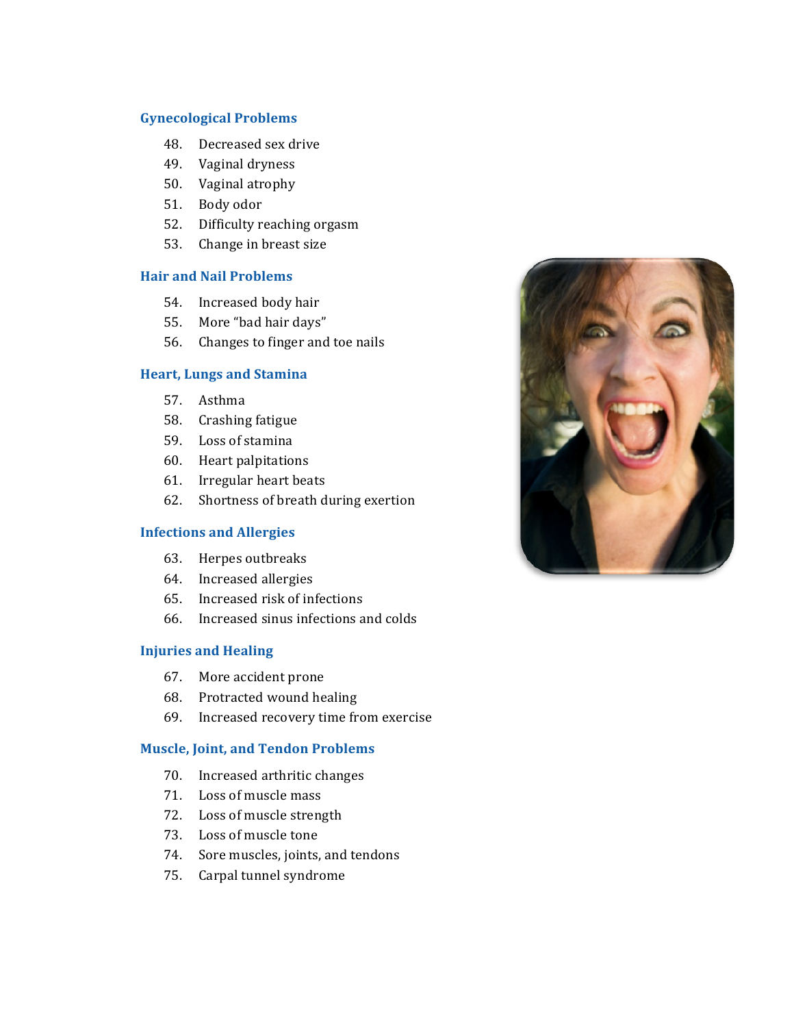## Gynecological Problems

48. Decreased sex drive
49. Vaginal dryness
50. Vaginal atrophy
51. Body odor
52. Difficulty reaching orgasm
53. Change in breast size

## Hair and Nail Problems

54. Increased body hair
55. More “bad hair days”
56. Changes to finger and toe nails

## Heart, Lungs and Stamina

57. Asthma
58. Crashing fatigue
59. Loss of stamina
60. Heart palpitations
61. Irregular heart beats
62. Shortness of breath during exertion

## Infections and Allergies

63. Herpes outbreaks
64. Increased allergies
65. Increased risk of infections
66. Increased sinus infections and colds

## Injuries and Healing

67. More accident prone
68. Protracted wound healing
69. Increased recovery time from exercise

## Muscle, Joint, and Tendon Problems

70. Increased arthritic changes
71. Loss of muscle mass
72. Loss of muscle strength
73. Loss of muscle tone
74. Sore muscles, joints, and tendons
75. Carpal tunnel syndrome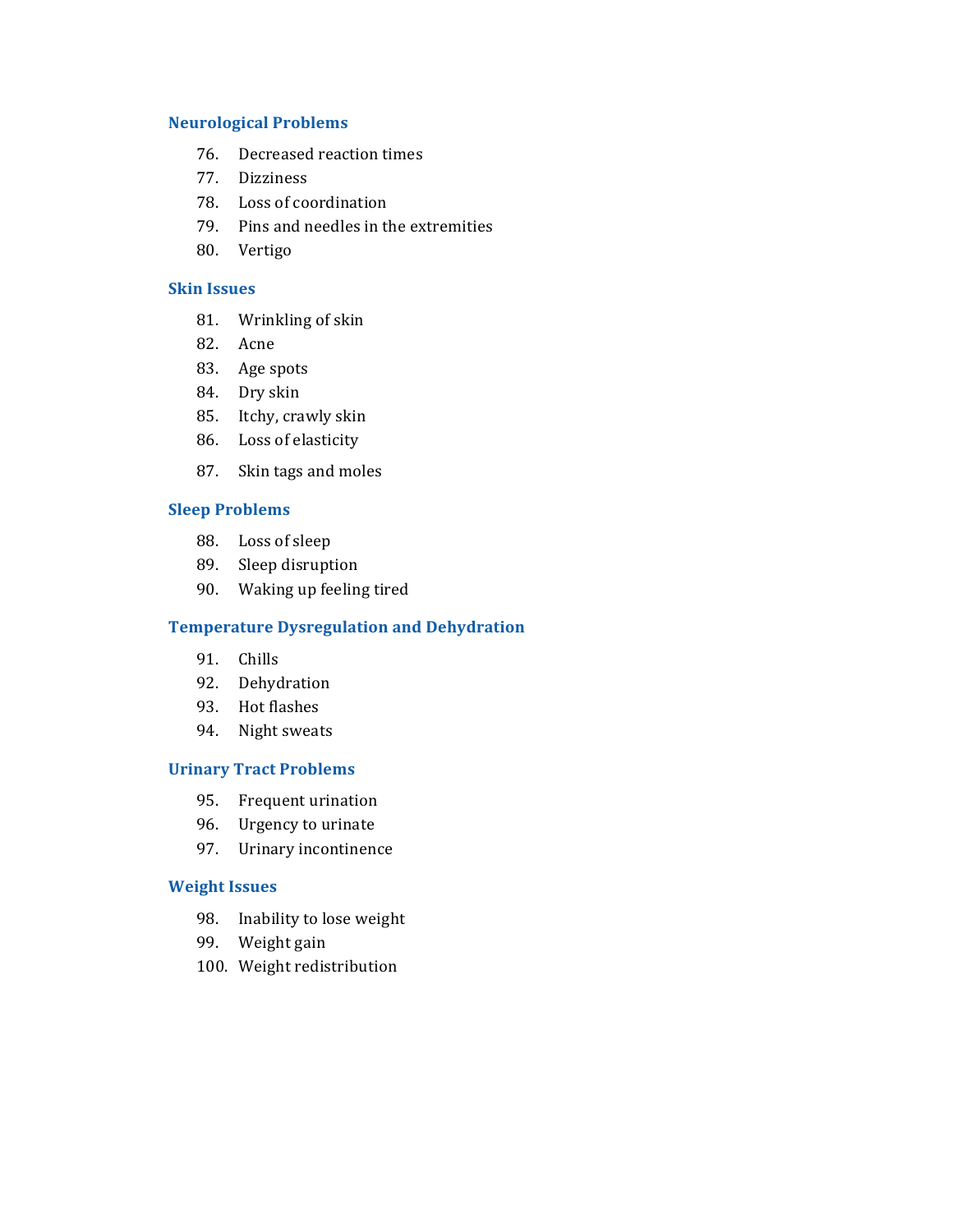### Neurological Problems

76. Decreased reaction times
77. Dizziness
78. Loss of coordination
79. Pins and needles in the extremities
80. Vertigo

### Skin Issues

81. Wrinkling of skin
82. Acne
83. Age spots
84. Dry skin
85. Itchy, crawly skin
86. Loss of elasticity
87. Skin tags and moles

### Sleep Problems

88. Loss of sleep
89. Sleep disruption
90. Waking up feeling tired

### Temperature Dysregulation and Dehydration

91. Chills
92. Dehydration
93. Hot flashes
94. Night sweats

### Urinary Tract Problems

95. Frequent urination
96. Urgency to urinate
97. Urinary incontinence

### Weight Issues

98. Inability to lose weight
99. Weight gain
100. Weight redistribution